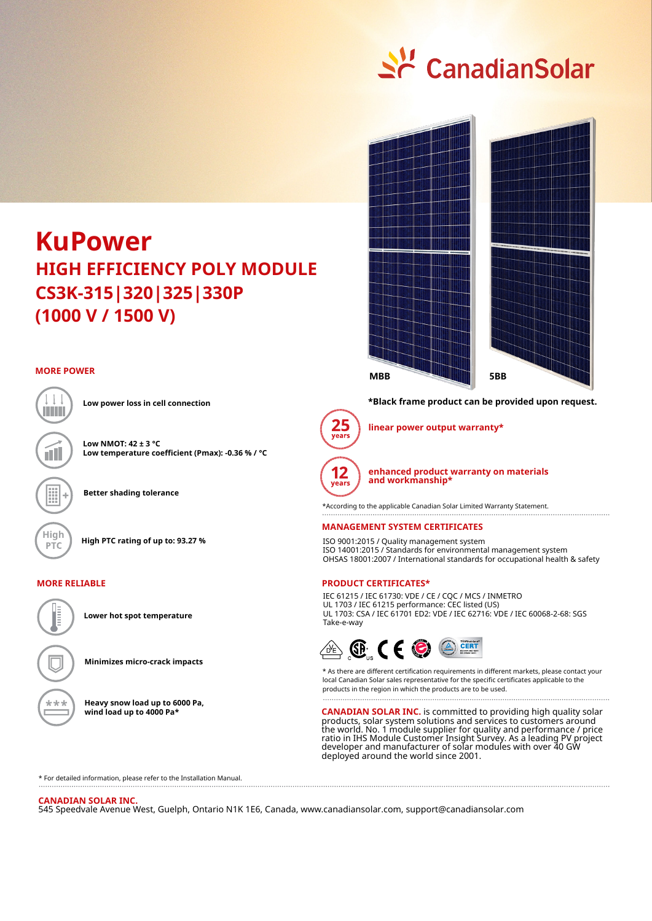# KuPower

## HIGH EFFICIENCY POLY MODULE CS3K-315|320|325|330P (1000 V / 1500 V)

MBB

5BB

**\*Black frame product can be provided upon request.**

### MORE POWER

**Low power loss in cell connection**

**Low NMOT: 42 ± 3 °C**
**Low temperature coefficient (Pmax): -0.36 % / °C**

**Better shading tolerance**

**High PTC rating of up to: 93.27 %**

### MORE RELIABLE

**Lower hot spot temperature**

**Minimizes micro-crack impacts**

**Heavy snow load up to 6000 Pa, wind load up to 4000 Pa\***

25 years — **linear power output warranty\***

12 years — **enhanced product warranty on materials and workmanship\***

\*According to the applicable Canadian Solar Limited Warranty Statement.

### MANAGEMENT SYSTEM CERTIFICATES

ISO 9001:2015 / Quality management system
ISO 14001:2015 / Standards for environmental management system
OHSAS 18001:2007 / International standards for occupational health & safety

### PRODUCT CERTIFICATES\*

IEC 61215 / IEC 61730: VDE / CE / CQC / MCS / INMETRO
UL 1703 / IEC 61215 performance: CEC listed (US)
UL 1703: CSA / IEC 61701 ED2: VDE / IEC 62716: VDE / IEC 60068-2-68: SGS
Take-e-way

\* As there are different certification requirements in different markets, please contact your local Canadian Solar sales representative for the specific certificates applicable to the products in the region in which the products are to be used.

**CANADIAN SOLAR INC.** is committed to providing high quality solar products, solar system solutions and services to customers around the world. No. 1 module supplier for quality and performance / price ratio in IHS Module Customer Insight Survey. As a leading PV project developer and manufacturer of solar modules with over 40 GW deployed around the world since 2001.

\* For detailed information, please refer to the Installation Manual.

**CANADIAN SOLAR INC.**
545 Speedvale Avenue West, Guelph, Ontario N1K 1E6, Canada, www.canadiansolar.com, support@canadiansolar.com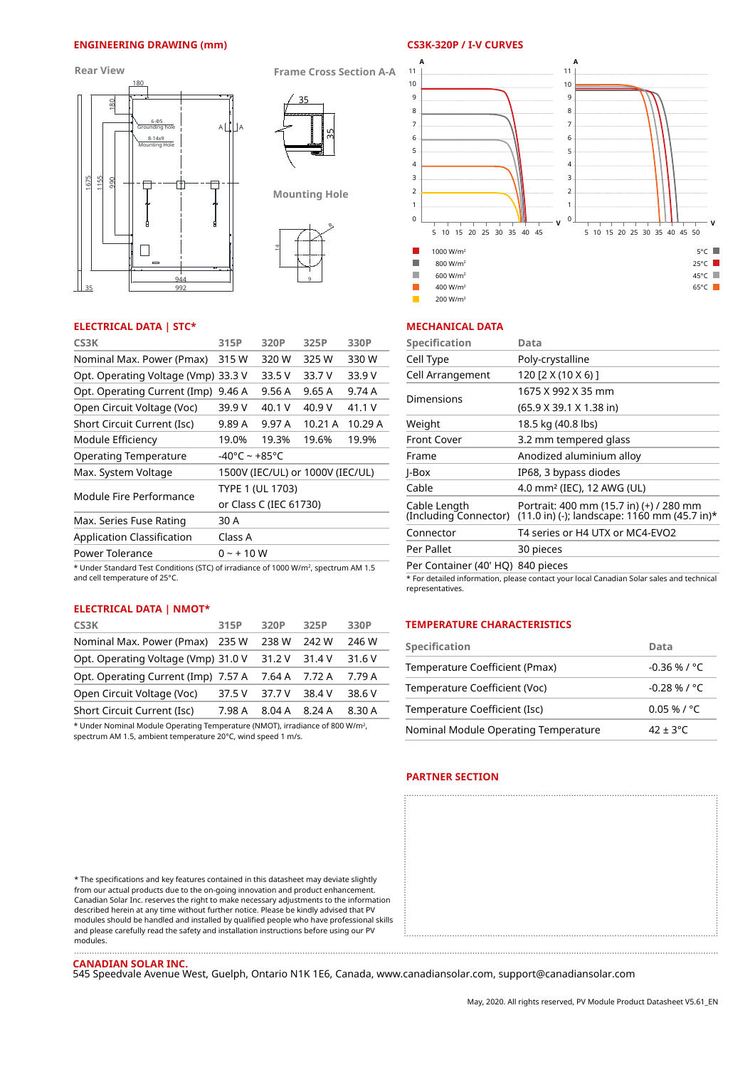## ENGINEERING DRAWING (mm)

Rear View

180
180
6-Φ5 Grounding hole
8-14x9 Mounting Hole
A A
1675
1155
990
944
992
35

Frame Cross Section A-A

35
35

Mounting Hole

14
9

## CS3K-320P / I-V CURVES

A
11
10
9
8
7
6
5
4
3
2
1
0
5 10 15 20 25 30 35 40 45
V

A
11
10
9
8
7
6
5
4
3
2
1
0
5 10 15 20 25 30 35 40 45 50
V

1000 W/m²
800 W/m²
600 W/m²
400 W/m²
200 W/m²

5°C
25°C
45°C
65°C

## ELECTRICAL DATA | STC*

| CS3K | 315P | 320P | 325P | 330P |
|---|---|---|---|---|
| Nominal Max. Power (Pmax) | 315 W | 320 W | 325 W | 330 W |
| Opt. Operating Voltage (Vmp) | 33.3 V | 33.5 V | 33.7 V | 33.9 V |
| Opt. Operating Current (Imp) | 9.46 A | 9.56 A | 9.65 A | 9.74 A |
| Open Circuit Voltage (Voc) | 39.9 V | 40.1 V | 40.9 V | 41.1 V |
| Short Circuit Current (Isc) | 9.89 A | 9.97 A | 10.21 A | 10.29 A |
| Module Efficiency | 19.0% | 19.3% | 19.6% | 19.9% |
| Operating Temperature | -40°C ~ +85°C | | | |
| Max. System Voltage | 1500V (IEC/UL) or 1000V (IEC/UL) | | | |
| Module Fire Performance | TYPE 1 (UL 1703) or Class C (IEC 61730) | | | |
| Max. Series Fuse Rating | 30 A | | | |
| Application Classification | Class A | | | |
| Power Tolerance | 0 ~ + 10 W | | | |

* Under Standard Test Conditions (STC) of irradiance of 1000 W/m², spectrum AM 1.5 and cell temperature of 25°C.

## ELECTRICAL DATA | NMOT*

| CS3K | 315P | 320P | 325P | 330P |
|---|---|---|---|---|
| Nominal Max. Power (Pmax) | 235 W | 238 W | 242 W | 246 W |
| Opt. Operating Voltage (Vmp) | 31.0 V | 31.2 V | 31.4 V | 31.6 V |
| Opt. Operating Current (Imp) | 7.57 A | 7.64 A | 7.72 A | 7.79 A |
| Open Circuit Voltage (Voc) | 37.5 V | 37.7 V | 38.4 V | 38.6 V |
| Short Circuit Current (Isc) | 7.98 A | 8.04 A | 8.24 A | 8.30 A |

* Under Nominal Module Operating Temperature (NMOT), irradiance of 800 W/m², spectrum AM 1.5, ambient temperature 20°C, wind speed 1 m/s.

## MECHANICAL DATA

| Specification | Data |
|---|---|
| Cell Type | Poly-crystalline |
| Cell Arrangement | 120 [2 X (10 X 6) ] |
| Dimensions | 1675 X 992 X 35 mm (65.9 X 39.1 X 1.38 in) |
| Weight | 18.5 kg (40.8 lbs) |
| Front Cover | 3.2 mm tempered glass |
| Frame | Anodized aluminium alloy |
| J-Box | IP68, 3 bypass diodes |
| Cable | 4.0 mm² (IEC), 12 AWG (UL) |
| Cable Length (Including Connector) | Portrait: 400 mm (15.7 in) (+) / 280 mm (11.0 in) (-); landscape: 1160 mm (45.7 in)* |
| Connector | T4 series or H4 UTX or MC4-EVO2 |
| Per Pallet | 30 pieces |
| Per Container (40' HQ) | 840 pieces |

* For detailed information, please contact your local Canadian Solar sales and technical representatives.

## TEMPERATURE CHARACTERISTICS

| Specification | Data |
|---|---|
| Temperature Coefficient (Pmax) | -0.36 % / °C |
| Temperature Coefficient (Voc) | -0.28 % / °C |
| Temperature Coefficient (Isc) | 0.05 % / °C |
| Nominal Module Operating Temperature | 42 ± 3°C |

## PARTNER SECTION

* The specifications and key features contained in this datasheet may deviate slightly from our actual products due to the on-going innovation and product enhancement. Canadian Solar Inc. reserves the right to make necessary adjustments to the information described herein at any time without further notice. Please be kindly advised that PV modules should be handled and installed by qualified people who have professional skills and please carefully read the safety and installation instructions before using our PV modules.

**CANADIAN SOLAR INC.**
545 Speedvale Avenue West, Guelph, Ontario N1K 1E6, Canada, www.canadiansolar.com, support@canadiansolar.com

May, 2020. All rights reserved, PV Module Product Datasheet V5.61_EN